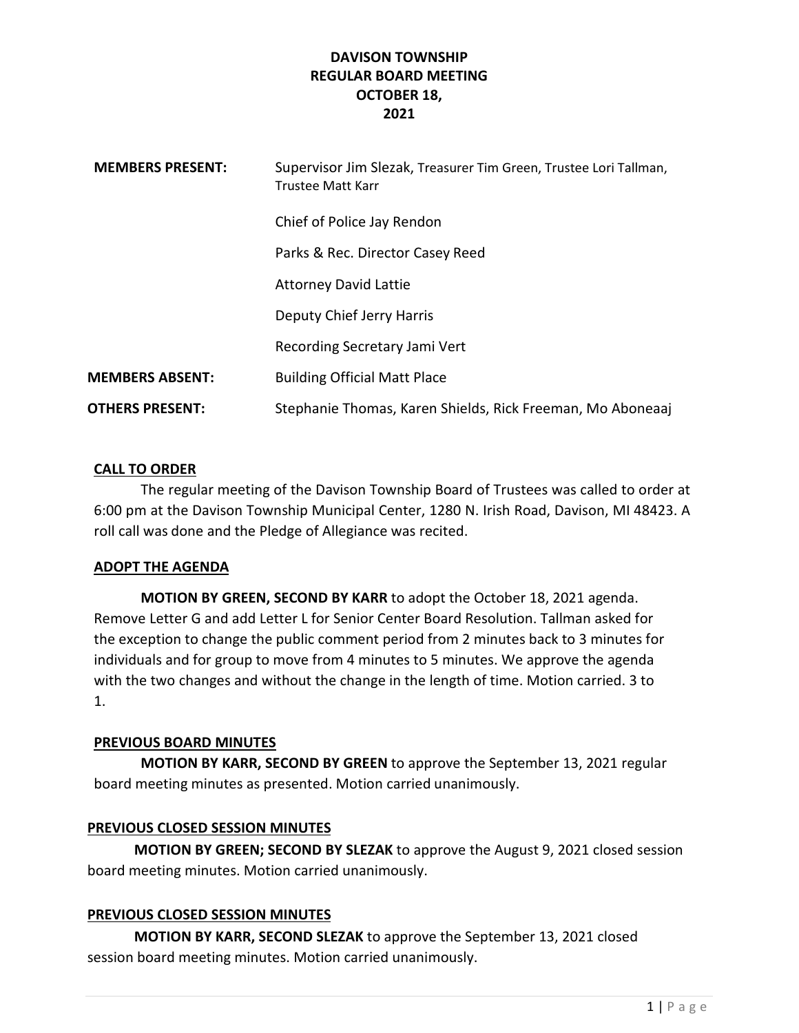# DAVISON TOWNSHIP
## REGULAR BOARD MEETING
## OCTOBER 18, 2021

| | |
|---|---|
| **MEMBERS PRESENT:** | Supervisor Jim Slezak, Treasurer Tim Green, Trustee Lori Tallman, Trustee Matt Karr |
| | Chief of Police Jay Rendon |
| | Parks & Rec. Director Casey Reed |
| | Attorney David Lattie |
| | Deputy Chief Jerry Harris |
| | Recording Secretary Jami Vert |
| **MEMBERS ABSENT:** | Building Official Matt Place |
| **OTHERS PRESENT:** | Stephanie Thomas, Karen Shields, Rick Freeman, Mo Aboneaaj |

### CALL TO ORDER

The regular meeting of the Davison Township Board of Trustees was called to order at 6:00 pm at the Davison Township Municipal Center, 1280 N. Irish Road, Davison, MI 48423. A roll call was done and the Pledge of Allegiance was recited.

### ADOPT THE AGENDA

**MOTION BY GREEN, SECOND BY KARR** to adopt the October 18, 2021 agenda. Remove Letter G and add Letter L for Senior Center Board Resolution. Tallman asked for the exception to change the public comment period from 2 minutes back to 3 minutes for individuals and for group to move from 4 minutes to 5 minutes. We approve the agenda with the two changes and without the change in the length of time. Motion carried. 3 to 1.

### PREVIOUS BOARD MINUTES

**MOTION BY KARR, SECOND BY GREEN** to approve the September 13, 2021 regular board meeting minutes as presented. Motion carried unanimously.

### PREVIOUS CLOSED SESSION MINUTES

**MOTION BY GREEN; SECOND BY SLEZAK** to approve the August 9, 2021 closed session board meeting minutes. Motion carried unanimously.

### PREVIOUS CLOSED SESSION MINUTES

**MOTION BY KARR, SECOND SLEZAK** to approve the September 13, 2021 closed session board meeting minutes. Motion carried unanimously.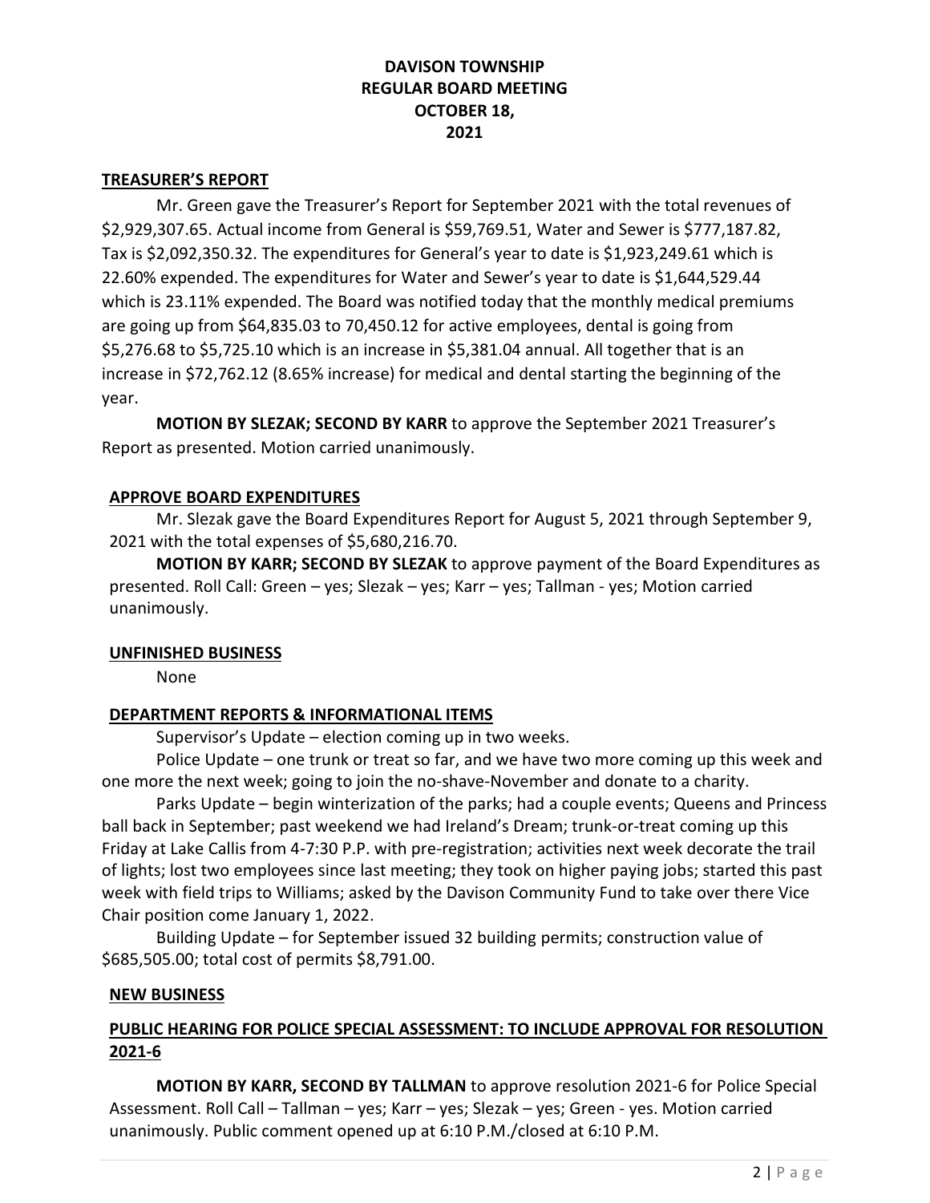# DAVISON TOWNSHIP
# REGULAR BOARD MEETING
# OCTOBER 18, 2021

## TREASURER'S REPORT

Mr. Green gave the Treasurer's Report for September 2021 with the total revenues of $2,929,307.65. Actual income from General is $59,769.51, Water and Sewer is $777,187.82, Tax is $2,092,350.32. The expenditures for General's year to date is $1,923,249.61 which is 22.60% expended. The expenditures for Water and Sewer's year to date is $1,644,529.44 which is 23.11% expended. The Board was notified today that the monthly medical premiums are going up from $64,835.03 to 70,450.12 for active employees, dental is going from $5,276.68 to $5,725.10 which is an increase in $5,381.04 annual. All together that is an increase in $72,762.12 (8.65% increase) for medical and dental starting the beginning of the year.

**MOTION BY SLEZAK; SECOND BY KARR** to approve the September 2021 Treasurer's Report as presented. Motion carried unanimously.

## APPROVE BOARD EXPENDITURES

Mr. Slezak gave the Board Expenditures Report for August 5, 2021 through September 9, 2021 with the total expenses of $5,680,216.70.

**MOTION BY KARR; SECOND BY SLEZAK** to approve payment of the Board Expenditures as presented. Roll Call: Green – yes; Slezak – yes; Karr – yes; Tallman - yes; Motion carried unanimously.

## UNFINISHED BUSINESS

None

## DEPARTMENT REPORTS & INFORMATIONAL ITEMS

Supervisor's Update – election coming up in two weeks.

Police Update – one trunk or treat so far, and we have two more coming up this week and one more the next week; going to join the no-shave-November and donate to a charity.

Parks Update – begin winterization of the parks; had a couple events; Queens and Princess ball back in September; past weekend we had Ireland's Dream; trunk-or-treat coming up this Friday at Lake Callis from 4-7:30 P.P. with pre-registration; activities next week decorate the trail of lights; lost two employees since last meeting; they took on higher paying jobs; started this past week with field trips to Williams; asked by the Davison Community Fund to take over there Vice Chair position come January 1, 2022.

Building Update – for September issued 32 building permits; construction value of $685,505.00; total cost of permits $8,791.00.

## NEW BUSINESS

## PUBLIC HEARING FOR POLICE SPECIAL ASSESSMENT: TO INCLUDE APPROVAL FOR RESOLUTION 2021-6

**MOTION BY KARR, SECOND BY TALLMAN** to approve resolution 2021-6 for Police Special Assessment. Roll Call – Tallman – yes; Karr – yes; Slezak – yes; Green - yes. Motion carried unanimously. Public comment opened up at 6:10 P.M./closed at 6:10 P.M.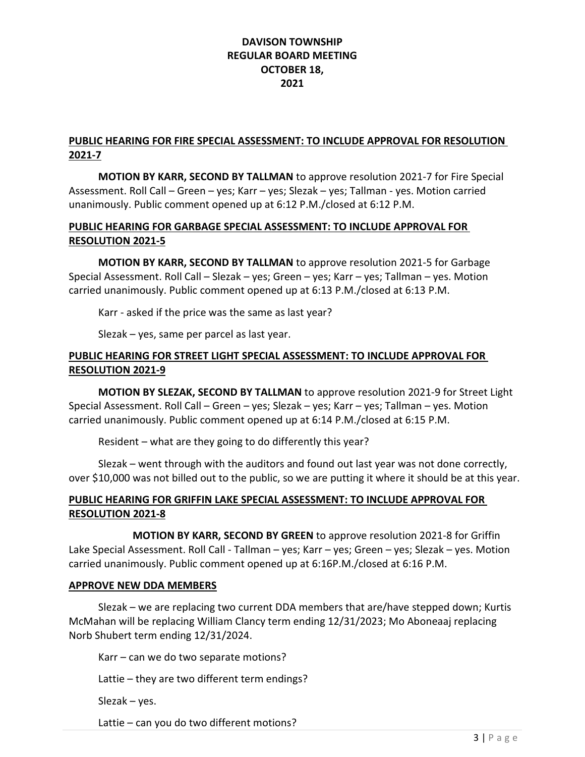# DAVISON TOWNSHIP
# REGULAR BOARD MEETING
# OCTOBER 18,
# 2021

## PUBLIC HEARING FOR FIRE SPECIAL ASSESSMENT: TO INCLUDE APPROVAL FOR RESOLUTION 2021-7

**MOTION BY KARR, SECOND BY TALLMAN** to approve resolution 2021-7 for Fire Special Assessment. Roll Call – Green – yes; Karr – yes; Slezak – yes; Tallman - yes. Motion carried unanimously. Public comment opened up at 6:12 P.M./closed at 6:12 P.M.

## PUBLIC HEARING FOR GARBAGE SPECIAL ASSESSMENT: TO INCLUDE APPROVAL FOR RESOLUTION 2021-5

**MOTION BY KARR, SECOND BY TALLMAN** to approve resolution 2021-5 for Garbage Special Assessment. Roll Call – Slezak – yes; Green – yes; Karr – yes; Tallman – yes. Motion carried unanimously. Public comment opened up at 6:13 P.M./closed at 6:13 P.M.

Karr - asked if the price was the same as last year?

Slezak – yes, same per parcel as last year.

## PUBLIC HEARING FOR STREET LIGHT SPECIAL ASSESSMENT: TO INCLUDE APPROVAL FOR RESOLUTION 2021-9

**MOTION BY SLEZAK, SECOND BY TALLMAN** to approve resolution 2021-9 for Street Light Special Assessment. Roll Call – Green – yes; Slezak – yes; Karr – yes; Tallman – yes. Motion carried unanimously. Public comment opened up at 6:14 P.M./closed at 6:15 P.M.

Resident – what are they going to do differently this year?

Slezak – went through with the auditors and found out last year was not done correctly, over $10,000 was not billed out to the public, so we are putting it where it should be at this year.

## PUBLIC HEARING FOR GRIFFIN LAKE SPECIAL ASSESSMENT: TO INCLUDE APPROVAL FOR RESOLUTION 2021-8

**MOTION BY KARR, SECOND BY GREEN** to approve resolution 2021-8 for Griffin Lake Special Assessment. Roll Call - Tallman – yes; Karr – yes; Green – yes; Slezak – yes. Motion carried unanimously. Public comment opened up at 6:16P.M./closed at 6:16 P.M.

## APPROVE NEW DDA MEMBERS

Slezak – we are replacing two current DDA members that are/have stepped down; Kurtis McMahan will be replacing William Clancy term ending 12/31/2023; Mo Aboneaaj replacing Norb Shubert term ending 12/31/2024.

Karr – can we do two separate motions?

Lattie – they are two different term endings?

Slezak – yes.

Lattie – can you do two different motions?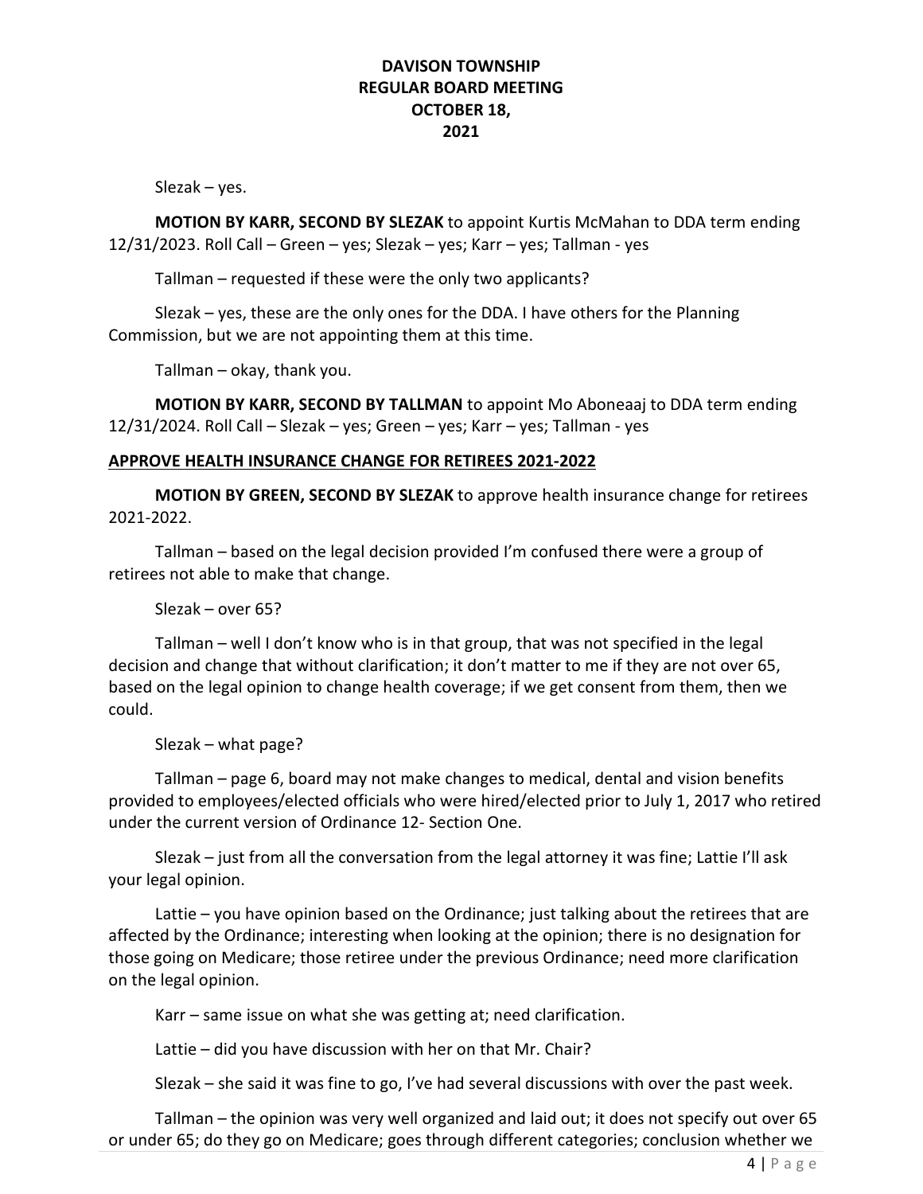Slezak – yes.

**MOTION BY KARR, SECOND BY SLEZAK** to appoint Kurtis McMahan to DDA term ending 12/31/2023. Roll Call – Green – yes; Slezak – yes; Karr – yes; Tallman - yes

Tallman – requested if these were the only two applicants?

Slezak – yes, these are the only ones for the DDA. I have others for the Planning Commission, but we are not appointing them at this time.

Tallman – okay, thank you.

**MOTION BY KARR, SECOND BY TALLMAN** to appoint Mo Aboneaaj to DDA term ending 12/31/2024. Roll Call – Slezak – yes; Green – yes; Karr – yes; Tallman - yes

**APPROVE HEALTH INSURANCE CHANGE FOR RETIREES 2021-2022**

**MOTION BY GREEN, SECOND BY SLEZAK** to approve health insurance change for retirees 2021-2022.

Tallman – based on the legal decision provided I'm confused there were a group of retirees not able to make that change.

Slezak – over 65?

Tallman – well I don't know who is in that group, that was not specified in the legal decision and change that without clarification; it don't matter to me if they are not over 65, based on the legal opinion to change health coverage; if we get consent from them, then we could.

Slezak – what page?

Tallman – page 6, board may not make changes to medical, dental and vision benefits provided to employees/elected officials who were hired/elected prior to July 1, 2017 who retired under the current version of Ordinance 12- Section One.

Slezak – just from all the conversation from the legal attorney it was fine; Lattie I'll ask your legal opinion.

Lattie – you have opinion based on the Ordinance; just talking about the retirees that are affected by the Ordinance; interesting when looking at the opinion; there is no designation for those going on Medicare; those retiree under the previous Ordinance; need more clarification on the legal opinion.

Karr – same issue on what she was getting at; need clarification.

Lattie – did you have discussion with her on that Mr. Chair?

Slezak – she said it was fine to go, I've had several discussions with over the past week.

Tallman – the opinion was very well organized and laid out; it does not specify out over 65 or under 65; do they go on Medicare; goes through different categories; conclusion whether we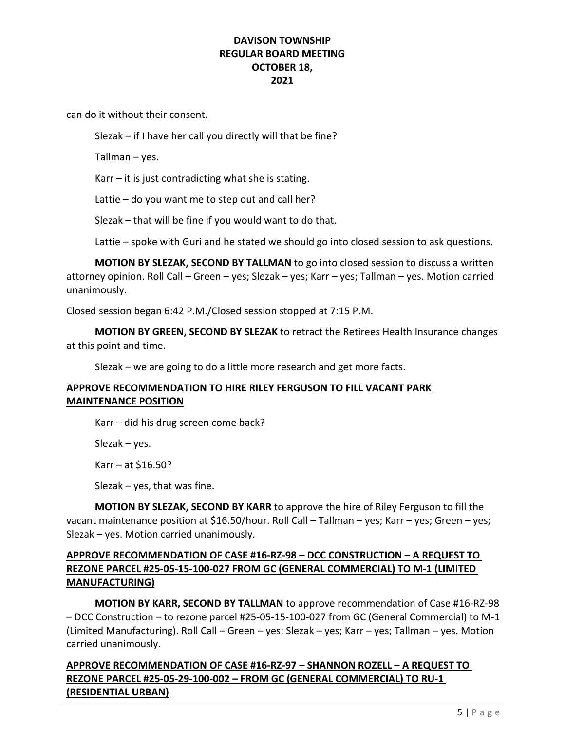can do it without their consent.

Slezak – if I have her call you directly will that be fine?

Tallman – yes.

Karr – it is just contradicting what she is stating.

Lattie – do you want me to step out and call her?

Slezak – that will be fine if you would want to do that.

Lattie – spoke with Guri and he stated we should go into closed session to ask questions.

**MOTION BY SLEZAK, SECOND BY TALLMAN** to go into closed session to discuss a written attorney opinion. Roll Call – Green – yes; Slezak – yes; Karr – yes; Tallman – yes. Motion carried unanimously.

Closed session began 6:42 P.M./Closed session stopped at 7:15 P.M.

**MOTION BY GREEN, SECOND BY SLEZAK** to retract the Retirees Health Insurance changes at this point and time.

Slezak – we are going to do a little more research and get more facts.

## APPROVE RECOMMENDATION TO HIRE RILEY FERGUSON TO FILL VACANT PARK MAINTENANCE POSITION

Karr – did his drug screen come back?

Slezak – yes.

Karr – at $16.50?

Slezak – yes, that was fine.

**MOTION BY SLEZAK, SECOND BY KARR** to approve the hire of Riley Ferguson to fill the vacant maintenance position at $16.50/hour. Roll Call – Tallman – yes; Karr – yes; Green – yes; Slezak – yes. Motion carried unanimously.

## APPROVE RECOMMENDATION OF CASE #16-RZ-98 – DCC CONSTRUCTION – A REQUEST TO REZONE PARCEL #25-05-15-100-027 FROM GC (GENERAL COMMERCIAL) TO M-1 (LIMITED MANUFACTURING)

**MOTION BY KARR, SECOND BY TALLMAN** to approve recommendation of Case #16-RZ-98 – DCC Construction – to rezone parcel #25-05-15-100-027 from GC (General Commercial) to M-1 (Limited Manufacturing). Roll Call – Green – yes; Slezak – yes; Karr – yes; Tallman – yes. Motion carried unanimously.

## APPROVE RECOMMENDATION OF CASE #16-RZ-97 – SHANNON ROZELL – A REQUEST TO REZONE PARCEL #25-05-29-100-002 – FROM GC (GENERAL COMMERCIAL) TO RU-1 (RESIDENTIAL URBAN)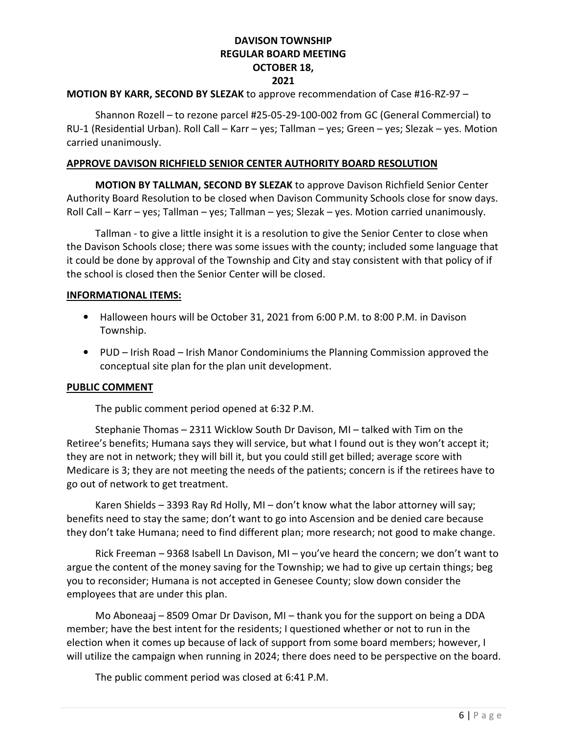**DAVISON TOWNSHIP**
**REGULAR BOARD MEETING**
**OCTOBER 18,**
**2021**

**MOTION BY KARR, SECOND BY SLEZAK** to approve recommendation of Case #16-RZ-97 –

Shannon Rozell – to rezone parcel #25-05-29-100-002 from GC (General Commercial) to RU-1 (Residential Urban). Roll Call – Karr – yes; Tallman – yes; Green – yes; Slezak – yes. Motion carried unanimously.

**APPROVE DAVISON RICHFIELD SENIOR CENTER AUTHORITY BOARD RESOLUTION**

**MOTION BY TALLMAN, SECOND BY SLEZAK** to approve Davison Richfield Senior Center Authority Board Resolution to be closed when Davison Community Schools close for snow days. Roll Call – Karr – yes; Tallman – yes; Tallman – yes; Slezak – yes. Motion carried unanimously.

Tallman - to give a little insight it is a resolution to give the Senior Center to close when the Davison Schools close; there was some issues with the county; included some language that it could be done by approval of the Township and City and stay consistent with that policy of if the school is closed then the Senior Center will be closed.

**INFORMATIONAL ITEMS:**

- Halloween hours will be October 31, 2021 from 6:00 P.M. to 8:00 P.M. in Davison Township.
- PUD – Irish Road – Irish Manor Condominiums the Planning Commission approved the conceptual site plan for the plan unit development.

**PUBLIC COMMENT**

The public comment period opened at 6:32 P.M.

Stephanie Thomas – 2311 Wicklow South Dr Davison, MI – talked with Tim on the Retiree's benefits; Humana says they will service, but what I found out is they won't accept it; they are not in network; they will bill it, but you could still get billed; average score with Medicare is 3; they are not meeting the needs of the patients; concern is if the retirees have to go out of network to get treatment.

Karen Shields – 3393 Ray Rd Holly, MI – don't know what the labor attorney will say; benefits need to stay the same; don't want to go into Ascension and be denied care because they don't take Humana; need to find different plan; more research; not good to make change.

Rick Freeman – 9368 Isabell Ln Davison, MI – you've heard the concern; we don't want to argue the content of the money saving for the Township; we had to give up certain things; beg you to reconsider; Humana is not accepted in Genesee County; slow down consider the employees that are under this plan.

Mo Aboneaaj – 8509 Omar Dr Davison, MI – thank you for the support on being a DDA member; have the best intent for the residents; I questioned whether or not to run in the election when it comes up because of lack of support from some board members; however, I will utilize the campaign when running in 2024; there does need to be perspective on the board.

The public comment period was closed at 6:41 P.M.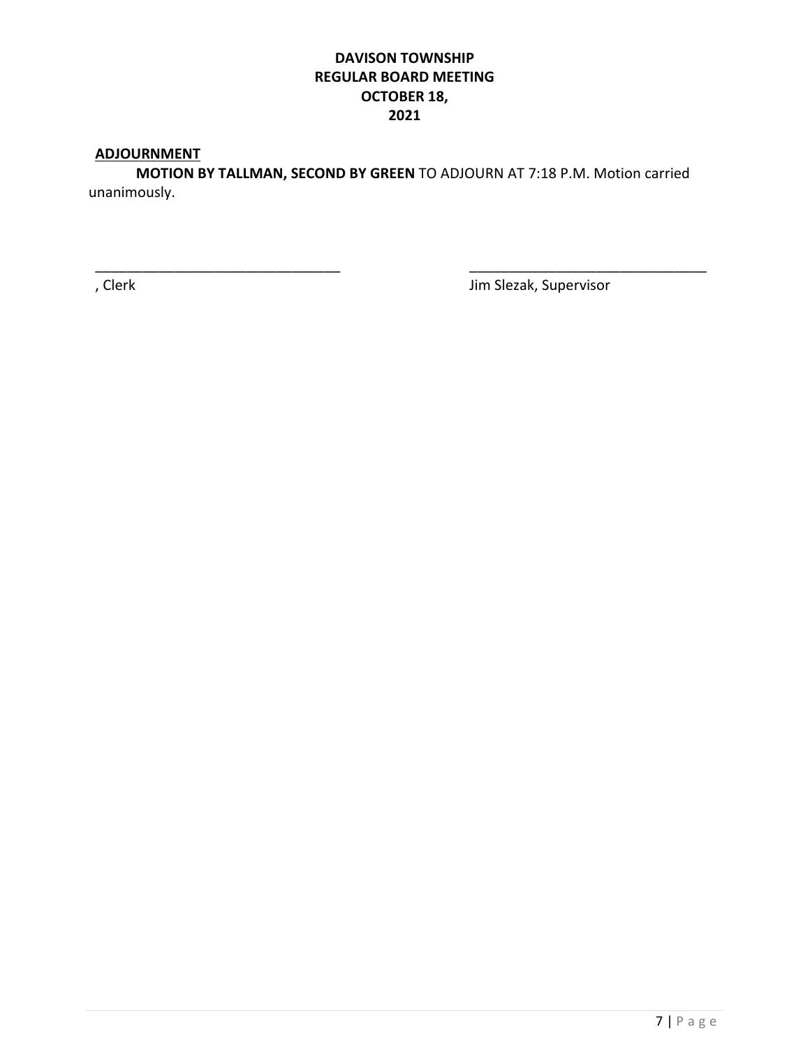**DAVISON TOWNSHIP**
**REGULAR BOARD MEETING**
**OCTOBER 18,**
**2021**

**ADJOURNMENT**

**MOTION BY TALLMAN, SECOND BY GREEN** TO ADJOURN AT 7:18 P.M. Motion carried unanimously.

_______________________________ , Clerk

_______________________________ Jim Slezak, Supervisor